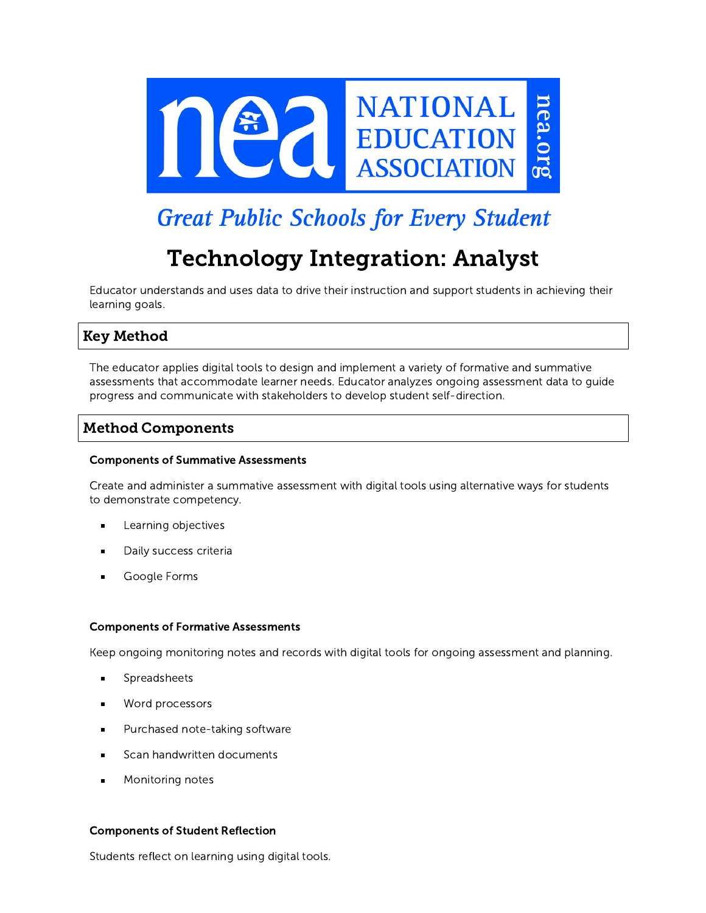NATIONAL EDUCATION ASSOCIATION nea.org

*Great Public Schools for Every Student*

# Technology Integration: Analyst

Educator understands and uses data to drive their instruction and support students in achieving their learning goals.

## Key Method

The educator applies digital tools to design and implement a variety of formative and summative assessments that accommodate learner needs. Educator analyzes ongoing assessment data to guide progress and communicate with stakeholders to develop student self-direction.

## Method Components

### Components of Summative Assessments

Create and administer a summative assessment with digital tools using alternative ways for students to demonstrate competency.

- Learning objectives
- Daily success criteria
- Google Forms

### Components of Formative Assessments

Keep ongoing monitoring notes and records with digital tools for ongoing assessment and planning.

- Spreadsheets
- Word processors
- Purchased note-taking software
- Scan handwritten documents
- Monitoring notes

### Components of Student Reflection

Students reflect on learning using digital tools.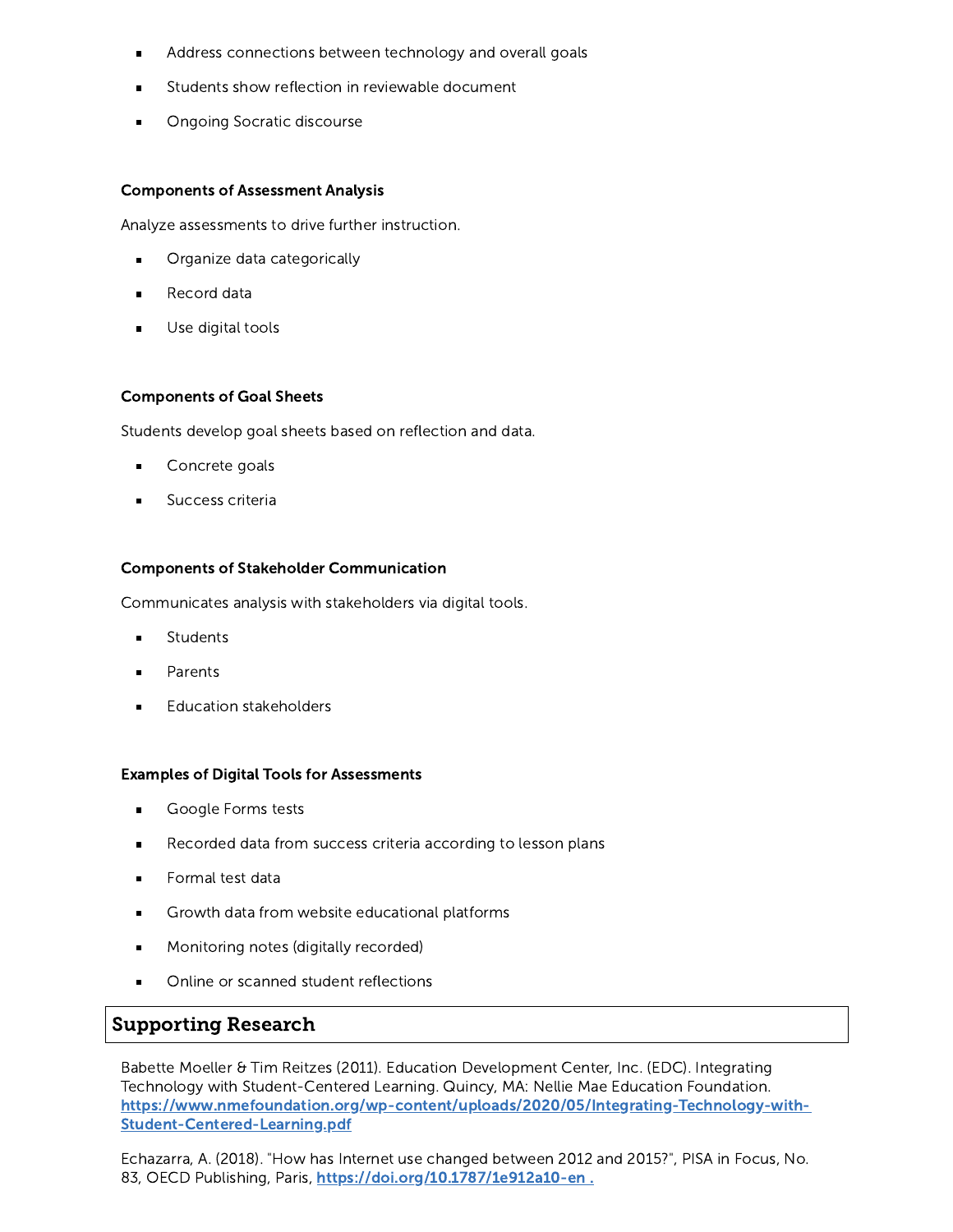- Address connections between technology and overall goals
- Students show reflection in reviewable document
- Ongoing Socratic discourse

**Components of Assessment Analysis**

Analyze assessments to drive further instruction.

- Organize data categorically
- Record data
- Use digital tools

**Components of Goal Sheets**

Students develop goal sheets based on reflection and data.

- Concrete goals
- Success criteria

**Components of Stakeholder Communication**

Communicates analysis with stakeholders via digital tools.

- Students
- Parents
- Education stakeholders

**Examples of Digital Tools for Assessments**

- Google Forms tests
- Recorded data from success criteria according to lesson plans
- Formal test data
- Growth data from website educational platforms
- Monitoring notes (digitally recorded)
- Online or scanned student reflections

## Supporting Research

Babette Moeller & Tim Reitzes (2011). Education Development Center, Inc. (EDC). Integrating Technology with Student-Centered Learning. Quincy, MA: Nellie Mae Education Foundation. [https://www.nmefoundation.org/wp-content/uploads/2020/05/Integrating-Technology-with-Student-Centered-Learning.pdf](https://www.nmefoundation.org/wp-content/uploads/2020/05/Integrating-Technology-with-Student-Centered-Learning.pdf)

Echazarra, A. (2018). "How has Internet use changed between 2012 and 2015?", PISA in Focus, No. 83, OECD Publishing, Paris, [https://doi.org/10.1787/1e912a10-en .](https://doi.org/10.1787/1e912a10-en)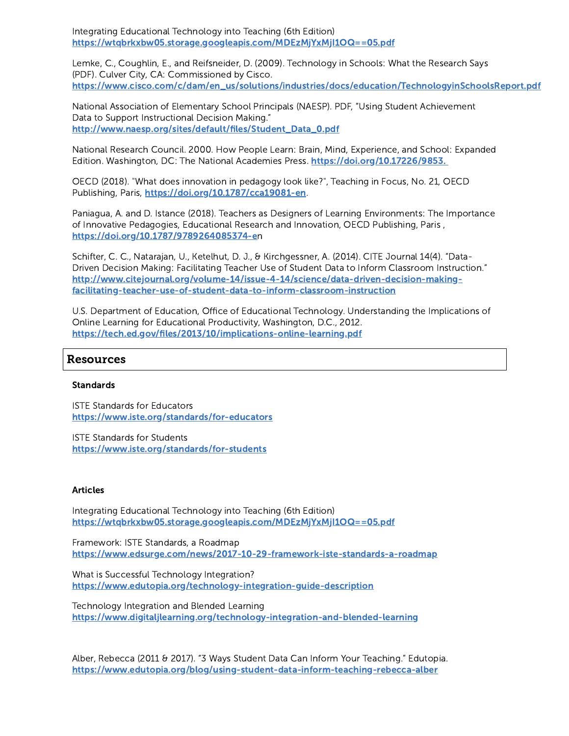Integrating Educational Technology into Teaching (6th Edition)
https://wtqbrkxbw05.storage.googleapis.com/MDEzMjYxMjI1OQ==05.pdf

Lemke, C., Coughlin, E., and Reifsneider, D. (2009). Technology in Schools: What the Research Says (PDF). Culver City, CA: Commissioned by Cisco.
https://www.cisco.com/c/dam/en_us/solutions/industries/docs/education/TechnologyinSchoolsReport.pdf

National Association of Elementary School Principals (NAESP). PDF, "Using Student Achievement Data to Support Instructional Decision Making."
http://www.naesp.org/sites/default/files/Student_Data_0.pdf

National Research Council. 2000. How People Learn: Brain, Mind, Experience, and School: Expanded Edition. Washington, DC: The National Academies Press. https://doi.org/10.17226/9853.

OECD (2018). "What does innovation in pedagogy look like?", Teaching in Focus, No. 21, OECD Publishing, Paris, https://doi.org/10.1787/cca19081-en.

Paniagua, A. and D. Istance (2018). Teachers as Designers of Learning Environments: The Importance of Innovative Pedagogies, Educational Research and Innovation, OECD Publishing, Paris ,
https://doi.org/10.1787/9789264085374-en

Schifter, C. C., Natarajan, U., Ketelhut, D. J., & Kirchgessner, A. (2014). CITE Journal 14(4). "Data-Driven Decision Making: Facilitating Teacher Use of Student Data to Inform Classroom Instruction."
http://www.citejournal.org/volume-14/issue-4-14/science/data-driven-decision-making-facilitating-teacher-use-of-student-data-to-inform-classroom-instruction

U.S. Department of Education, Office of Educational Technology. Understanding the Implications of Online Learning for Educational Productivity, Washington, D.C., 2012.
https://tech.ed.gov/files/2013/10/implications-online-learning.pdf

## Resources

**Standards**

ISTE Standards for Educators
https://www.iste.org/standards/for-educators

ISTE Standards for Students
https://www.iste.org/standards/for-students

**Articles**

Integrating Educational Technology into Teaching (6th Edition)
https://wtqbrkxbw05.storage.googleapis.com/MDEzMjYxMjI1OQ==05.pdf

Framework: ISTE Standards, a Roadmap
https://www.edsurge.com/news/2017-10-29-framework-iste-standards-a-roadmap

What is Successful Technology Integration?
https://www.edutopia.org/technology-integration-guide-description

Technology Integration and Blended Learning
https://www.digitaljlearning.org/technology-integration-and-blended-learning

Alber, Rebecca (2011 & 2017). "3 Ways Student Data Can Inform Your Teaching." Edutopia.
https://www.edutopia.org/blog/using-student-data-inform-teaching-rebecca-alber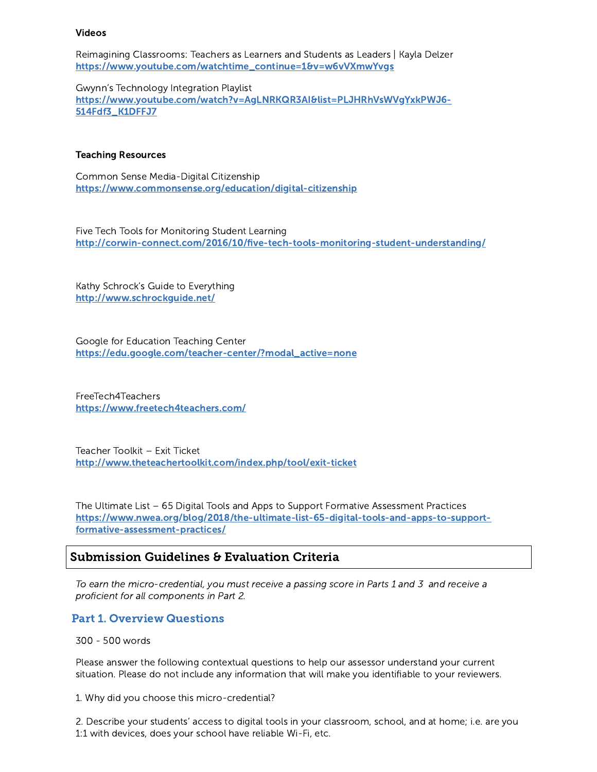**Videos**

Reimagining Classrooms: Teachers as Learners and Students as Leaders | Kayla Delzer
https://www.youtube.com/watchtime_continue=1&v=w6vVXmwYvgs

Gwynn's Technology Integration Playlist
https://www.youtube.com/watch?v=AgLNRKQR3AI&list=PLJHRhVsWVgYxkPWJ6-514Fdf3_K1DFFJ7

**Teaching Resources**

Common Sense Media-Digital Citizenship
https://www.commonsense.org/education/digital-citizenship

Five Tech Tools for Monitoring Student Learning
http://corwin-connect.com/2016/10/five-tech-tools-monitoring-student-understanding/

Kathy Schrock's Guide to Everything
http://www.schrockguide.net/

Google for Education Teaching Center
https://edu.google.com/teacher-center/?modal_active=none

FreeTech4Teachers
https://www.freetech4teachers.com/

Teacher Toolkit – Exit Ticket
http://www.theteachertoolkit.com/index.php/tool/exit-ticket

The Ultimate List – 65 Digital Tools and Apps to Support Formative Assessment Practices
https://www.nwea.org/blog/2018/the-ultimate-list-65-digital-tools-and-apps-to-support-formative-assessment-practices/

## Submission Guidelines & Evaluation Criteria

*To earn the micro-credential, you must receive a passing score in Parts 1 and 3 and receive a proficient for all components in Part 2.*

### Part 1. Overview Questions

300 - 500 words

Please answer the following contextual questions to help our assessor understand your current situation. Please do not include any information that will make you identifiable to your reviewers.

1. Why did you choose this micro-credential?

2. Describe your students' access to digital tools in your classroom, school, and at home; i.e. are you 1:1 with devices, does your school have reliable Wi-Fi, etc.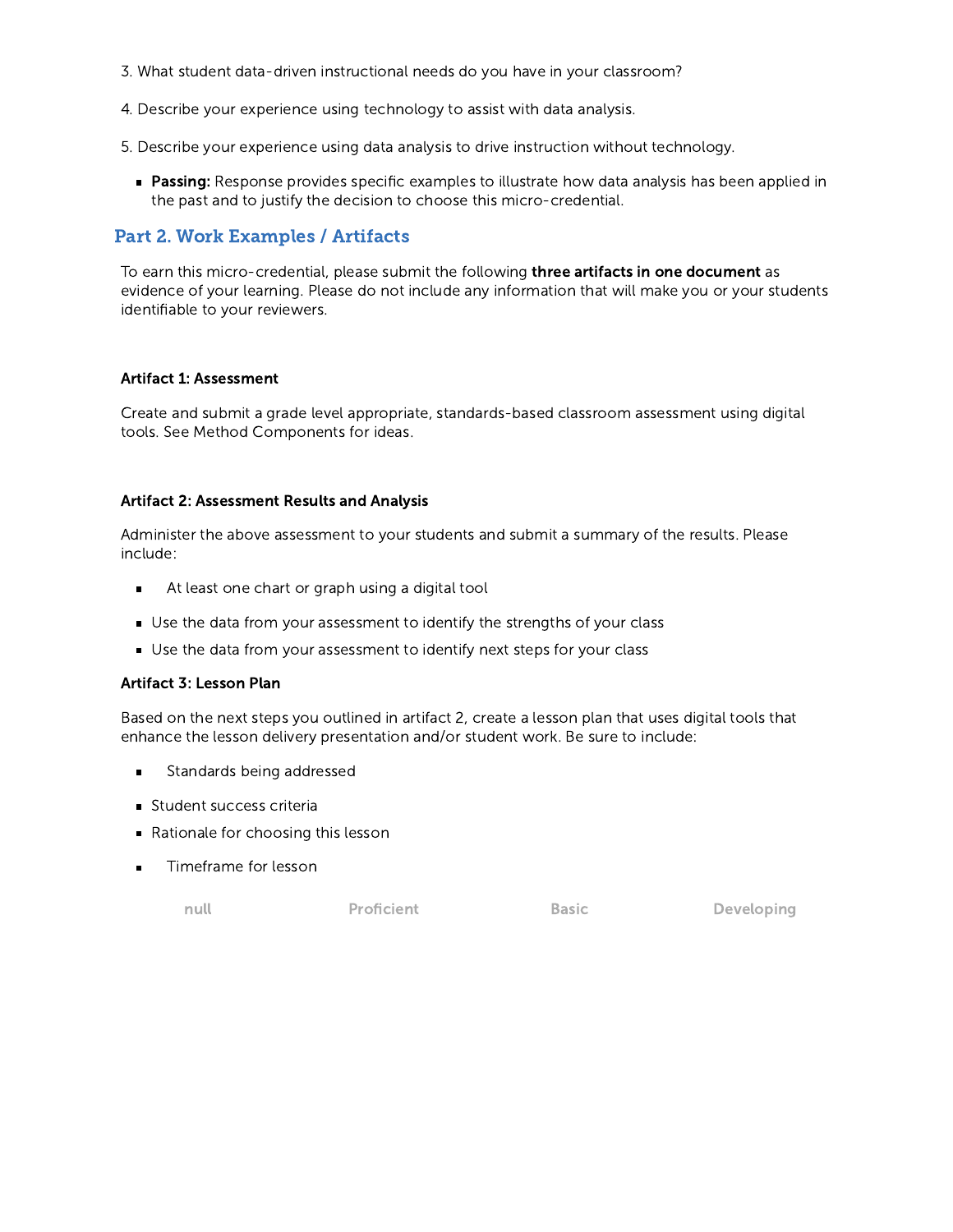3. What student data-driven instructional needs do you have in your classroom?

4. Describe your experience using technology to assist with data analysis.

5. Describe your experience using data analysis to drive instruction without technology.

- **Passing:** Response provides specific examples to illustrate how data analysis has been applied in the past and to justify the decision to choose this micro-credential.

## Part 2. Work Examples / Artifacts

To earn this micro-credential, please submit the following **three artifacts in one document** as evidence of your learning. Please do not include any information that will make you or your students identifiable to your reviewers.

**Artifact 1: Assessment**

Create and submit a grade level appropriate, standards-based classroom assessment using digital tools. See Method Components for ideas.

**Artifact 2: Assessment Results and Analysis**

Administer the above assessment to your students and submit a summary of the results. Please include:

- At least one chart or graph using a digital tool
- Use the data from your assessment to identify the strengths of your class
- Use the data from your assessment to identify next steps for your class

**Artifact 3: Lesson Plan**

Based on the next steps you outlined in artifact 2, create a lesson plan that uses digital tools that enhance the lesson delivery presentation and/or student work. Be sure to include:

- Standards being addressed
- Student success criteria
- Rationale for choosing this lesson
- Timeframe for lesson

| null | Proficient | Basic | Developing |
| --- | --- | --- | --- |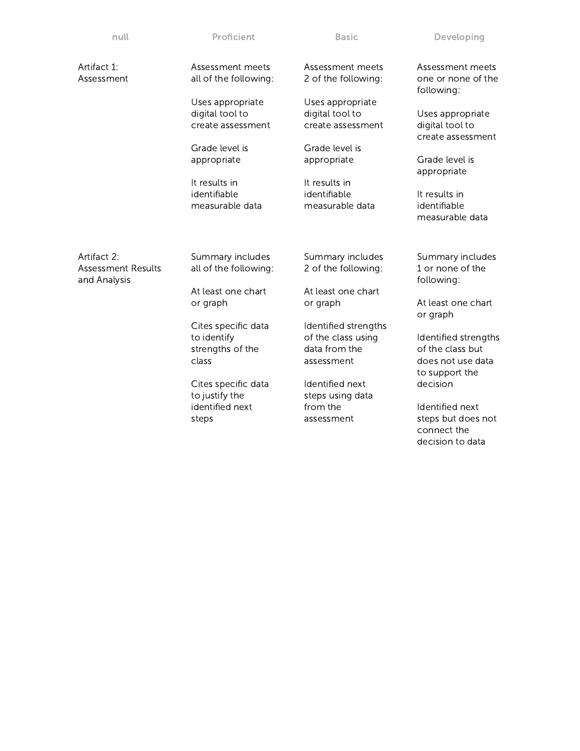| null | Proficient | Basic | Developing |
| --- | --- | --- | --- |
| Artifact 1: Assessment | Assessment meets all of the following:<br><br>Uses appropriate digital tool to create assessment<br><br>Grade level is appropriate<br><br>It results in identifiable measurable data | Assessment meets 2 of the following:<br><br>Uses appropriate digital tool to create assessment<br><br>Grade level is appropriate<br><br>It results in identifiable measurable data | Assessment meets one or none of the following:<br><br>Uses appropriate digital tool to create assessment<br><br>Grade level is appropriate<br><br>It results in identifiable measurable data |
| Artifact 2: Assessment Results and Analysis | Summary includes all of the following:<br><br>At least one chart or graph<br><br>Cites specific data to identify strengths of the class<br><br>Cites specific data to justify the identified next steps | Summary includes 2 of the following:<br><br>At least one chart or graph<br><br>Identified strengths of the class using data from the assessment<br><br>Identified next steps using data from the assessment | Summary includes 1 or none of the following:<br><br>At least one chart or graph<br><br>Identified strengths of the class but does not use data to support the decision<br><br>Identified next steps but does not connect the decision to data |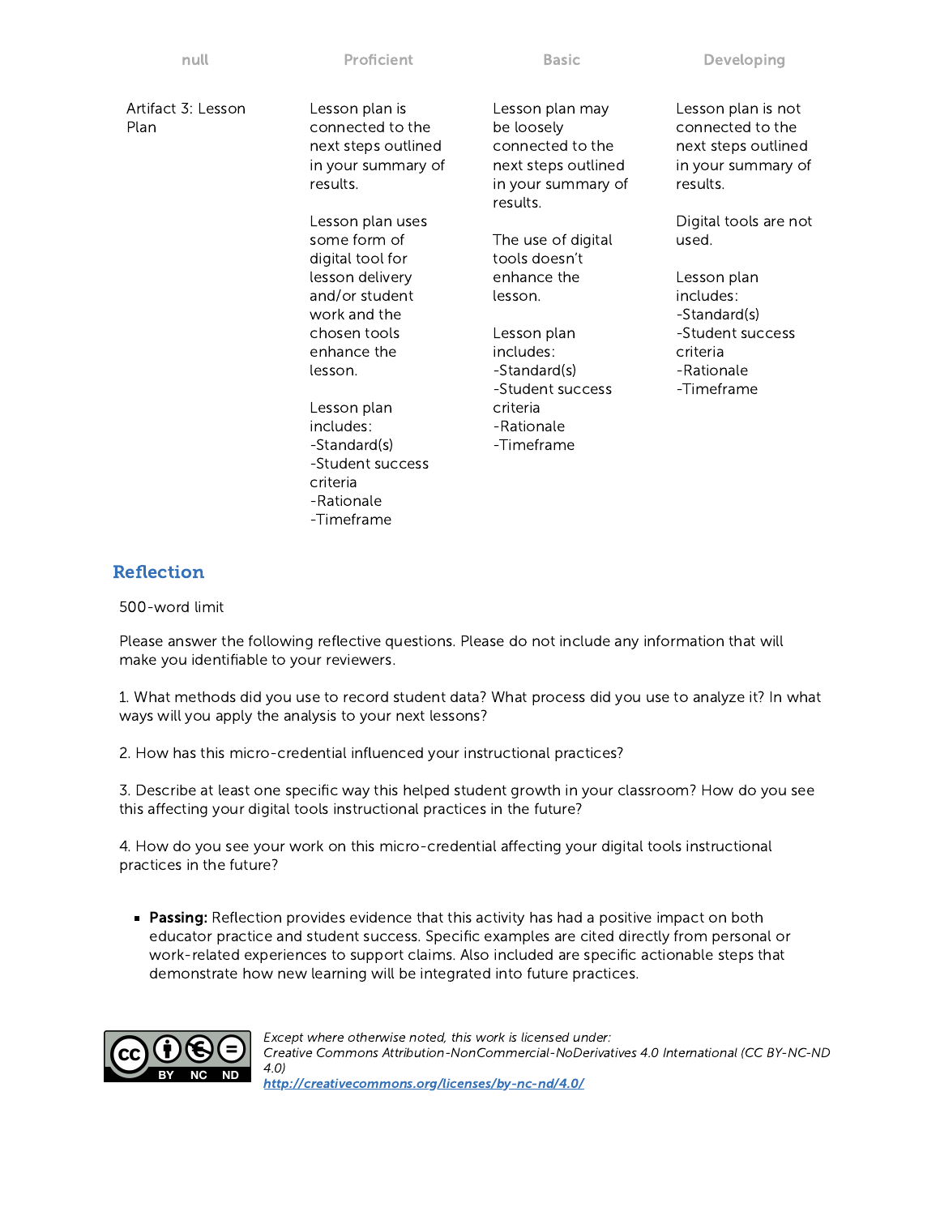| null | Proficient | Basic | Developing |
| --- | --- | --- | --- |
| Artifact 3: Lesson Plan | Lesson plan is connected to the next steps outlined in your summary of results.<br><br>Lesson plan uses some form of digital tool for lesson delivery and/or student work and the chosen tools enhance the lesson.<br><br>Lesson plan includes:<br>-Standard(s)<br>-Student success criteria<br>-Rationale<br>-Timeframe | Lesson plan may be loosely connected to the next steps outlined in your summary of results.<br><br>The use of digital tools doesn't enhance the lesson.<br><br>Lesson plan includes:<br>-Standard(s)<br>-Student success criteria<br>-Rationale<br>-Timeframe | Lesson plan is not connected to the next steps outlined in your summary of results.<br><br>Digital tools are not used.<br><br>Lesson plan includes:<br>-Standard(s)<br>-Student success criteria<br>-Rationale<br>-Timeframe |

## Reflection

500-word limit

Please answer the following reflective questions. Please do not include any information that will make you identifiable to your reviewers.

1. What methods did you use to record student data? What process did you use to analyze it? In what ways will you apply the analysis to your next lessons?

2. How has this micro-credential influenced your instructional practices?

3. Describe at least one specific way this helped student growth in your classroom? How do you see this affecting your digital tools instructional practices in the future?

4. How do you see your work on this micro-credential affecting your digital tools instructional practices in the future?

- **Passing:** Reflection provides evidence that this activity has had a positive impact on both educator practice and student success. Specific examples are cited directly from personal or work-related experiences to support claims. Also included are specific actionable steps that demonstrate how new learning will be integrated into future practices.

*Except where otherwise noted, this work is licensed under: Creative Commons Attribution-NonCommercial-NoDerivatives 4.0 International (CC BY-NC-ND 4.0)*
*http://creativecommons.org/licenses/by-nc-nd/4.0/*